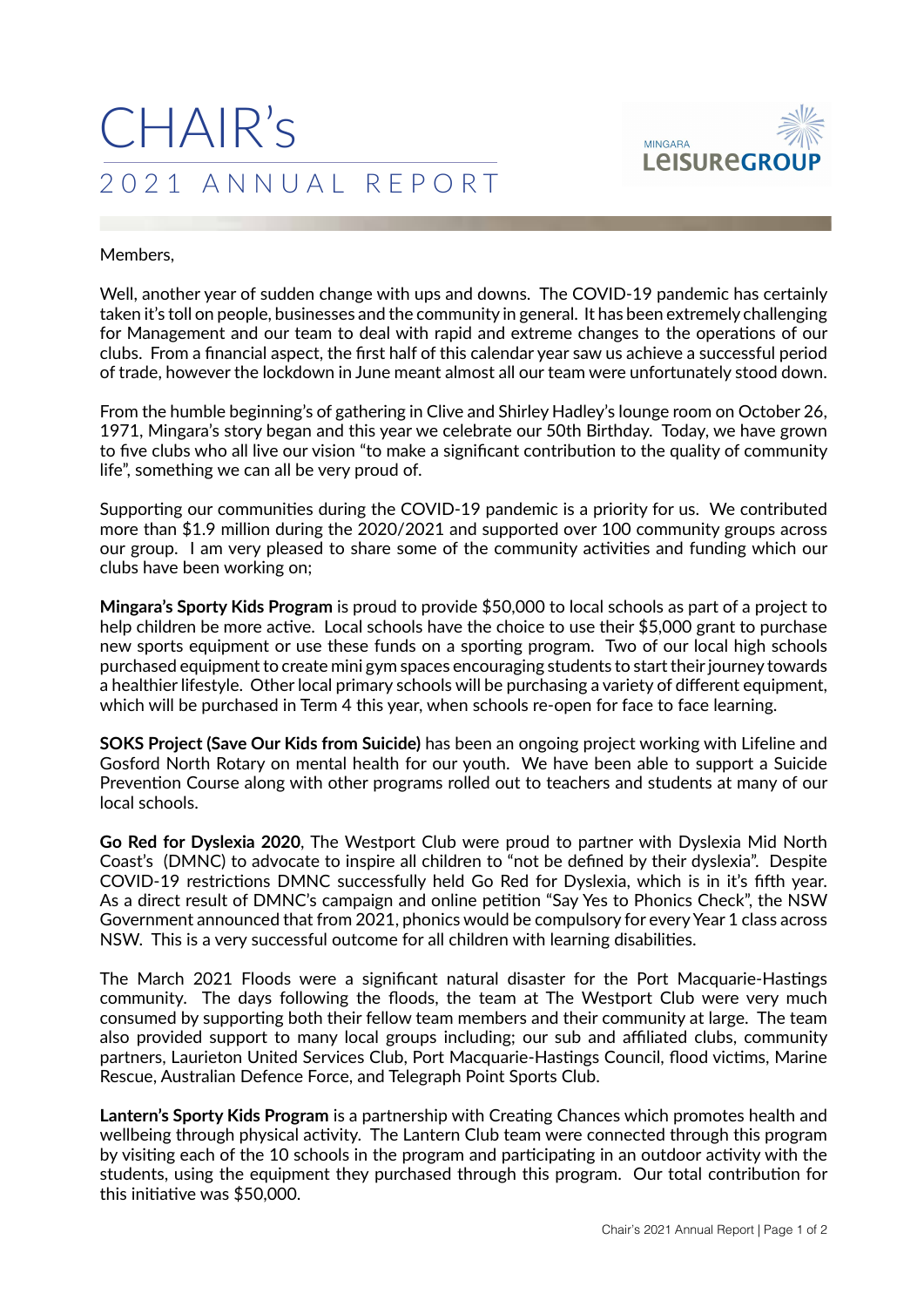# CHAIR's

## 2021 ANNUAL REPORT

MINGARA LEISUREGROUP

Members,

Well, another year of sudden change with ups and downs. The COVID-19 pandemic has certainly taken it's toll on people, businesses and the community in general. It has been extremely challenging for Management and our team to deal with rapid and extreme changes to the operations of our clubs. From a financial aspect, the first half of this calendar year saw us achieve a successful period of trade, however the lockdown in June meant almost all our team were unfortunately stood down.

From the humble beginning's of gathering in Clive and Shirley Hadley's lounge room on October 26, 1971, Mingara's story began and this year we celebrate our 50th Birthday. Today, we have grown to five clubs who all live our vision "to make a significant contribution to the quality of community life", something we can all be very proud of.

Supporting our communities during the COVID-19 pandemic is a priority for us. We contributed more than $1.9 million during the 2020/2021 and supported over 100 community groups across our group. I am very pleased to share some of the community activities and funding which our clubs have been working on;

**Mingara's Sporty Kids Program** is proud to provide $50,000 to local schools as part of a project to help children be more active. Local schools have the choice to use their $5,000 grant to purchase new sports equipment or use these funds on a sporting program. Two of our local high schools purchased equipment to create mini gym spaces encouraging students to start their journey towards a healthier lifestyle. Other local primary schools will be purchasing a variety of different equipment, which will be purchased in Term 4 this year, when schools re-open for face to face learning.

**SOKS Project (Save Our Kids from Suicide)** has been an ongoing project working with Lifeline and Gosford North Rotary on mental health for our youth. We have been able to support a Suicide Prevention Course along with other programs rolled out to teachers and students at many of our local schools.

**Go Red for Dyslexia 2020**, The Westport Club were proud to partner with Dyslexia Mid North Coast's (DMNC) to advocate to inspire all children to "not be defined by their dyslexia". Despite COVID-19 restrictions DMNC successfully held Go Red for Dyslexia, which is in it's fifth year. As a direct result of DMNC's campaign and online petition "Say Yes to Phonics Check", the NSW Government announced that from 2021, phonics would be compulsory for every Year 1 class across NSW. This is a very successful outcome for all children with learning disabilities.

The March 2021 Floods were a significant natural disaster for the Port Macquarie-Hastings community. The days following the floods, the team at The Westport Club were very much consumed by supporting both their fellow team members and their community at large. The team also provided support to many local groups including; our sub and affiliated clubs, community partners, Laurieton United Services Club, Port Macquarie-Hastings Council, flood victims, Marine Rescue, Australian Defence Force, and Telegraph Point Sports Club.

**Lantern's Sporty Kids Program** is a partnership with Creating Chances which promotes health and wellbeing through physical activity. The Lantern Club team were connected through this program by visiting each of the 10 schools in the program and participating in an outdoor activity with the students, using the equipment they purchased through this program. Our total contribution for this initiative was $50,000.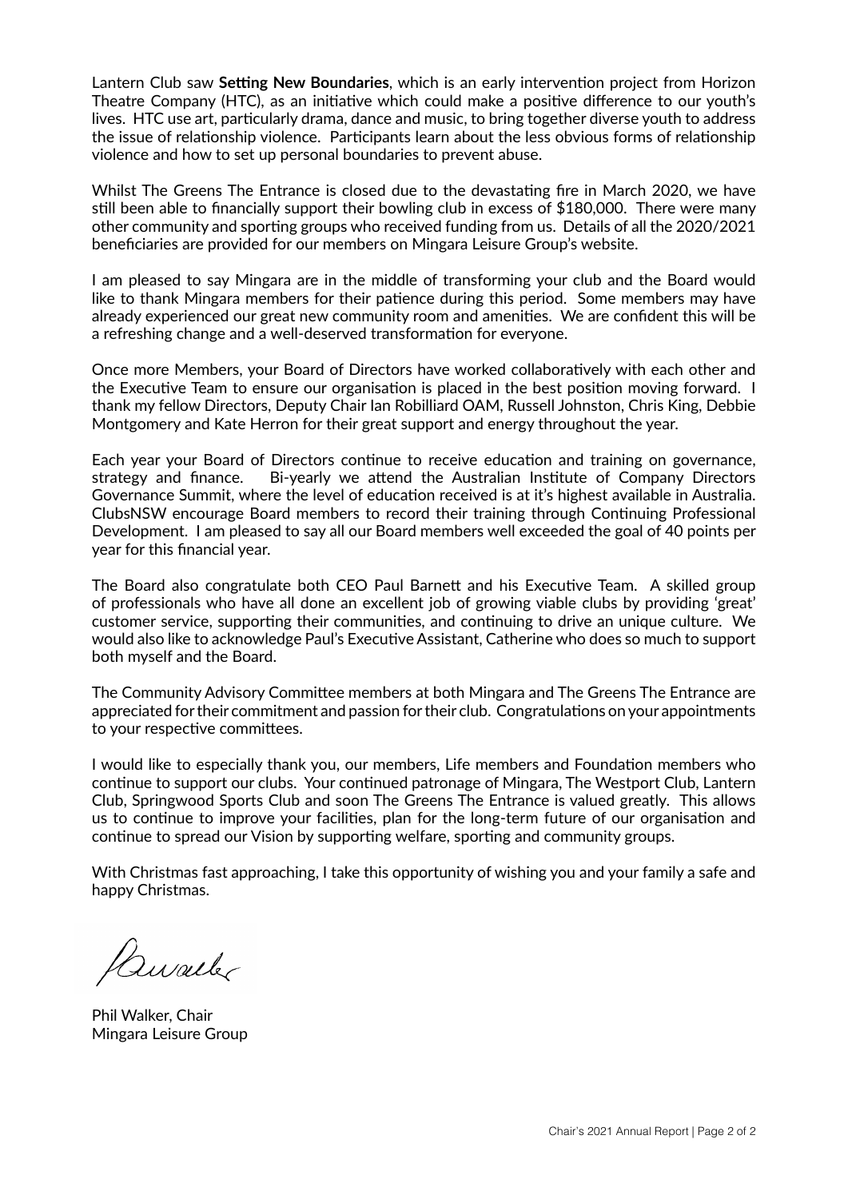Lantern Club saw **Setting New Boundaries**, which is an early intervention project from Horizon Theatre Company (HTC), as an initiative which could make a positive difference to our youth's lives. HTC use art, particularly drama, dance and music, to bring together diverse youth to address the issue of relationship violence. Participants learn about the less obvious forms of relationship violence and how to set up personal boundaries to prevent abuse.

Whilst The Greens The Entrance is closed due to the devastating fire in March 2020, we have still been able to financially support their bowling club in excess of $180,000. There were many other community and sporting groups who received funding from us. Details of all the 2020/2021 beneficiaries are provided for our members on Mingara Leisure Group's website.

I am pleased to say Mingara are in the middle of transforming your club and the Board would like to thank Mingara members for their patience during this period. Some members may have already experienced our great new community room and amenities. We are confident this will be a refreshing change and a well-deserved transformation for everyone.

Once more Members, your Board of Directors have worked collaboratively with each other and the Executive Team to ensure our organisation is placed in the best position moving forward. I thank my fellow Directors, Deputy Chair Ian Robilliard OAM, Russell Johnston, Chris King, Debbie Montgomery and Kate Herron for their great support and energy throughout the year.

Each year your Board of Directors continue to receive education and training on governance, strategy and finance. Bi-yearly we attend the Australian Institute of Company Directors Governance Summit, where the level of education received is at it's highest available in Australia. ClubsNSW encourage Board members to record their training through Continuing Professional Development. I am pleased to say all our Board members well exceeded the goal of 40 points per year for this financial year.

The Board also congratulate both CEO Paul Barnett and his Executive Team. A skilled group of professionals who have all done an excellent job of growing viable clubs by providing 'great' customer service, supporting their communities, and continuing to drive an unique culture. We would also like to acknowledge Paul's Executive Assistant, Catherine who does so much to support both myself and the Board.

The Community Advisory Committee members at both Mingara and The Greens The Entrance are appreciated for their commitment and passion for their club. Congratulations on your appointments to your respective committees.

I would like to especially thank you, our members, Life members and Foundation members who continue to support our clubs. Your continued patronage of Mingara, The Westport Club, Lantern Club, Springwood Sports Club and soon The Greens The Entrance is valued greatly. This allows us to continue to improve your facilities, plan for the long-term future of our organisation and continue to spread our Vision by supporting welfare, sporting and community groups.

With Christmas fast approaching, I take this opportunity of wishing you and your family a safe and happy Christmas.

Phil Walker, Chair
Mingara Leisure Group